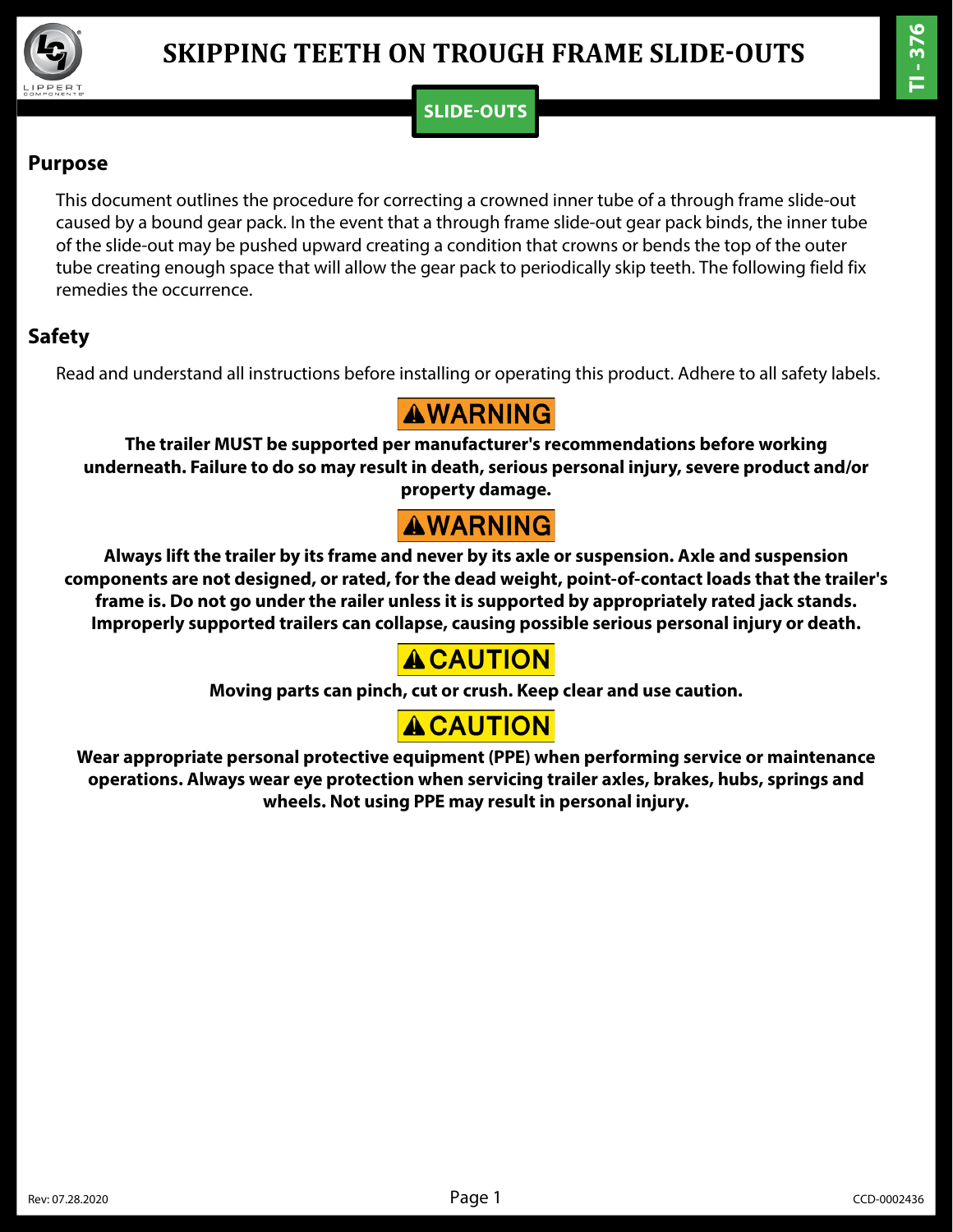# SKIPPING TEETH ON TROUGH FRAME SLIDE-OUTS

**SLIDE-OUTS**

## Purpose

This document outlines the procedure for correcting a crowned inner tube of a through frame slide-out caused by a bound gear pack. In the event that a through frame slide-out gear pack binds, the inner tube of the slide-out may be pushed upward creating a condition that crowns or bends the top of the outer tube creating enough space that will allow the gear pack to periodically skip teeth. The following field fix remedies the occurrence.

## Safety

Read and understand all instructions before installing or operating this product. Adhere to all safety labels.

**⚠WARNING**

**The trailer MUST be supported per manufacturer's recommendations before working underneath. Failure to do so may result in death, serious personal injury, severe product and/or property damage.**

**⚠WARNING**

**Always lift the trailer by its frame and never by its axle or suspension. Axle and suspension components are not designed, or rated, for the dead weight, point-of-contact loads that the trailer's frame is. Do not go under the railer unless it is supported by appropriately rated jack stands. Improperly supported trailers can collapse, causing possible serious personal injury or death.**

**⚠CAUTION**

**Moving parts can pinch, cut or crush. Keep clear and use caution.**

**⚠CAUTION**

**Wear appropriate personal protective equipment (PPE) when performing service or maintenance operations. Always wear eye protection when servicing trailer axles, brakes, hubs, springs and wheels. Not using PPE may result in personal injury.**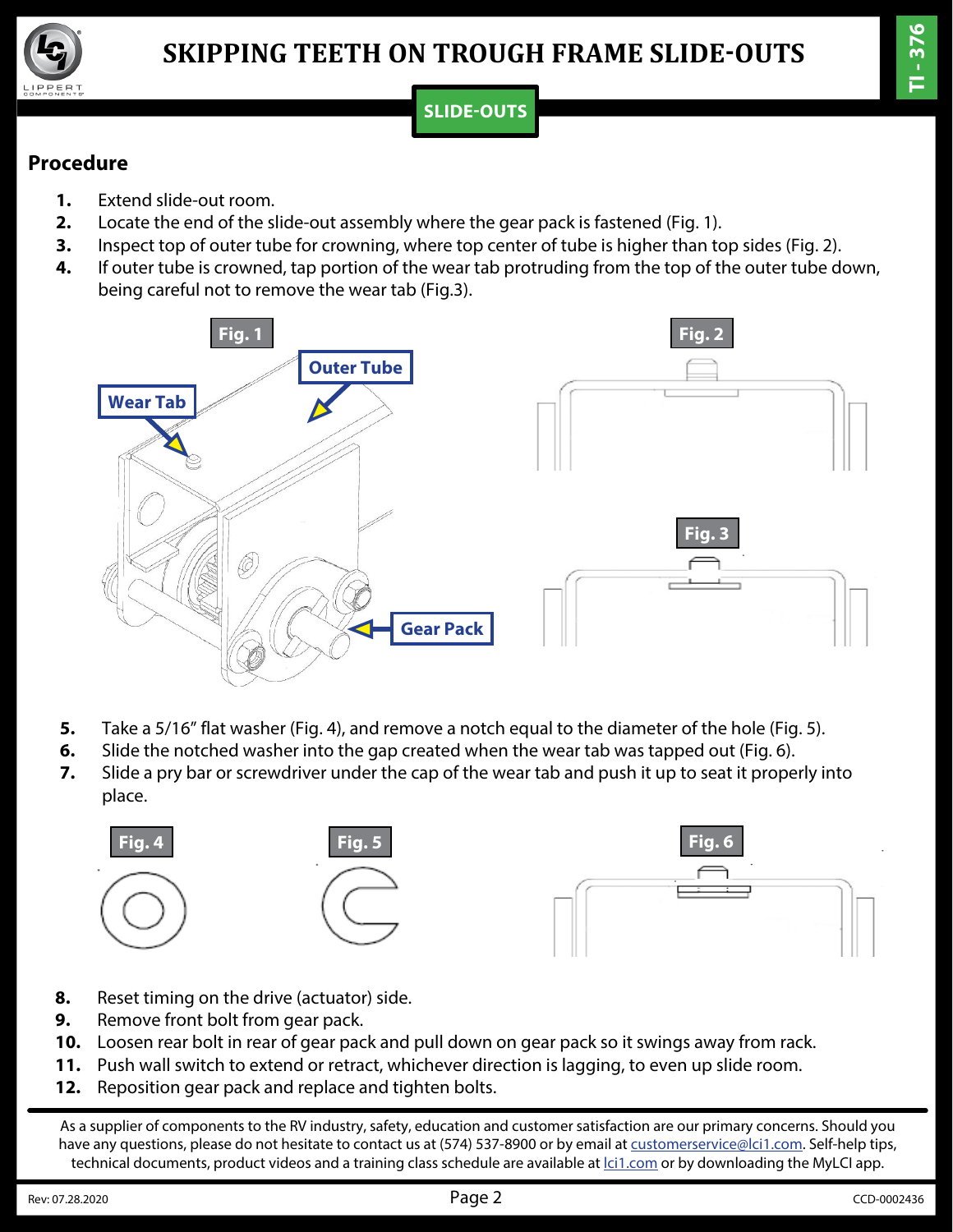# SKIPPING TEETH ON TROUGH FRAME SLIDE-OUTS

SLIDE-OUTS

## Procedure

1. Extend slide-out room.
2. Locate the end of the slide-out assembly where the gear pack is fastened (Fig. 1).
3. Inspect top of outer tube for crowning, where top center of tube is higher than top sides (Fig. 2).
4. If outer tube is crowned, tap portion of the wear tab protruding from the top of the outer tube down, being careful not to remove the wear tab (Fig.3).

Fig. 1

Wear Tab

Outer Tube

Gear Pack

Fig. 2

Fig. 3

5. Take a 5/16" flat washer (Fig. 4), and remove a notch equal to the diameter of the hole (Fig. 5).
6. Slide the notched washer into the gap created when the wear tab was tapped out (Fig. 6).
7. Slide a pry bar or screwdriver under the cap of the wear tab and push it up to seat it properly into place.

Fig. 4

Fig. 5

Fig. 6

8. Reset timing on the drive (actuator) side.
9. Remove front bolt from gear pack.
10. Loosen rear bolt in rear of gear pack and pull down on gear pack so it swings away from rack.
11. Push wall switch to extend or retract, whichever direction is lagging, to even up slide room.
12. Reposition gear pack and replace and tighten bolts.

As a supplier of components to the RV industry, safety, education and customer satisfaction are our primary concerns. Should you have any questions, please do not hesitate to contact us at (574) 537-8900 or by email at customerservice@lci1.com. Self-help tips, technical documents, product videos and a training class schedule are available at lci1.com or by downloading the MyLCI app.